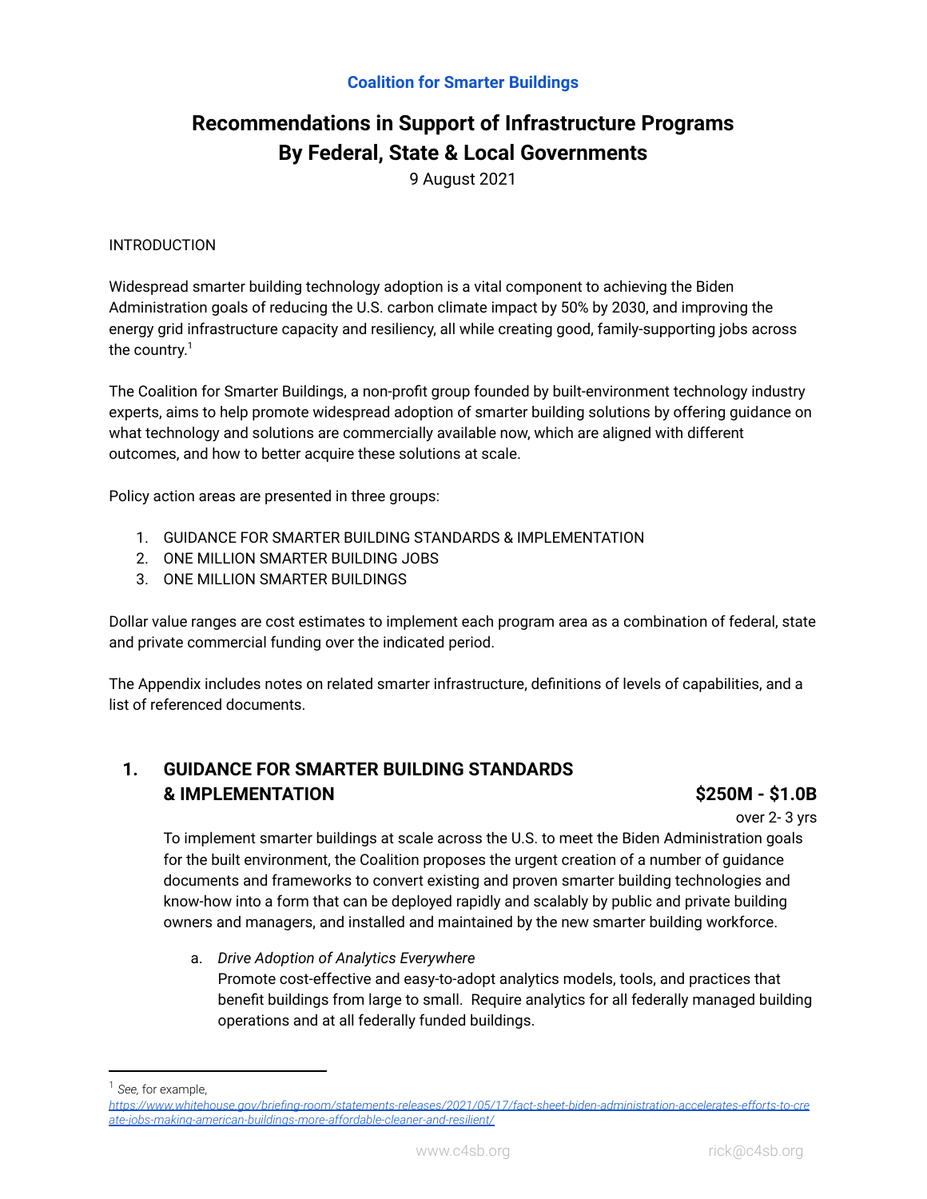**Coalition for Smarter Buildings**

# Recommendations in Support of Infrastructure Programs By Federal, State & Local Governments

9 August 2021

INTRODUCTION

Widespread smarter building technology adoption is a vital component to achieving the Biden Administration goals of reducing the U.S. carbon climate impact by 50% by 2030, and improving the energy grid infrastructure capacity and resiliency, all while creating good, family-supporting jobs across the country.[1]

The Coalition for Smarter Buildings, a non-profit group founded by built-environment technology industry experts, aims to help promote widespread adoption of smarter building solutions by offering guidance on what technology and solutions are commercially available now, which are aligned with different outcomes, and how to better acquire these solutions at scale.

Policy action areas are presented in three groups:

1. GUIDANCE FOR SMARTER BUILDING STANDARDS & IMPLEMENTATION
2. ONE MILLION SMARTER BUILDING JOBS
3. ONE MILLION SMARTER BUILDINGS

Dollar value ranges are cost estimates to implement each program area as a combination of federal, state and private commercial funding over the indicated period.

The Appendix includes notes on related smarter infrastructure, definitions of levels of capabilities, and a list of referenced documents.

## 1. GUIDANCE FOR SMARTER BUILDING STANDARDS & IMPLEMENTATION — $250M - $1.0B over 2- 3 yrs

To implement smarter buildings at scale across the U.S. to meet the Biden Administration goals for the built environment, the Coalition proposes the urgent creation of a number of guidance documents and frameworks to convert existing and proven smarter building technologies and know-how into a form that can be deployed rapidly and scalably by public and private building owners and managers, and installed and maintained by the new smarter building workforce.

a. *Drive Adoption of Analytics Everywhere*
   Promote cost-effective and easy-to-adopt analytics models, tools, and practices that benefit buildings from large to small. Require analytics for all federally managed building operations and at all federally funded buildings.

---

[1] *See,* for example, https://www.whitehouse.gov/briefing-room/statements-releases/2021/05/17/fact-sheet-biden-administration-accelerates-efforts-to-create-jobs-making-american-buildings-more-affordable-cleaner-and-resilient/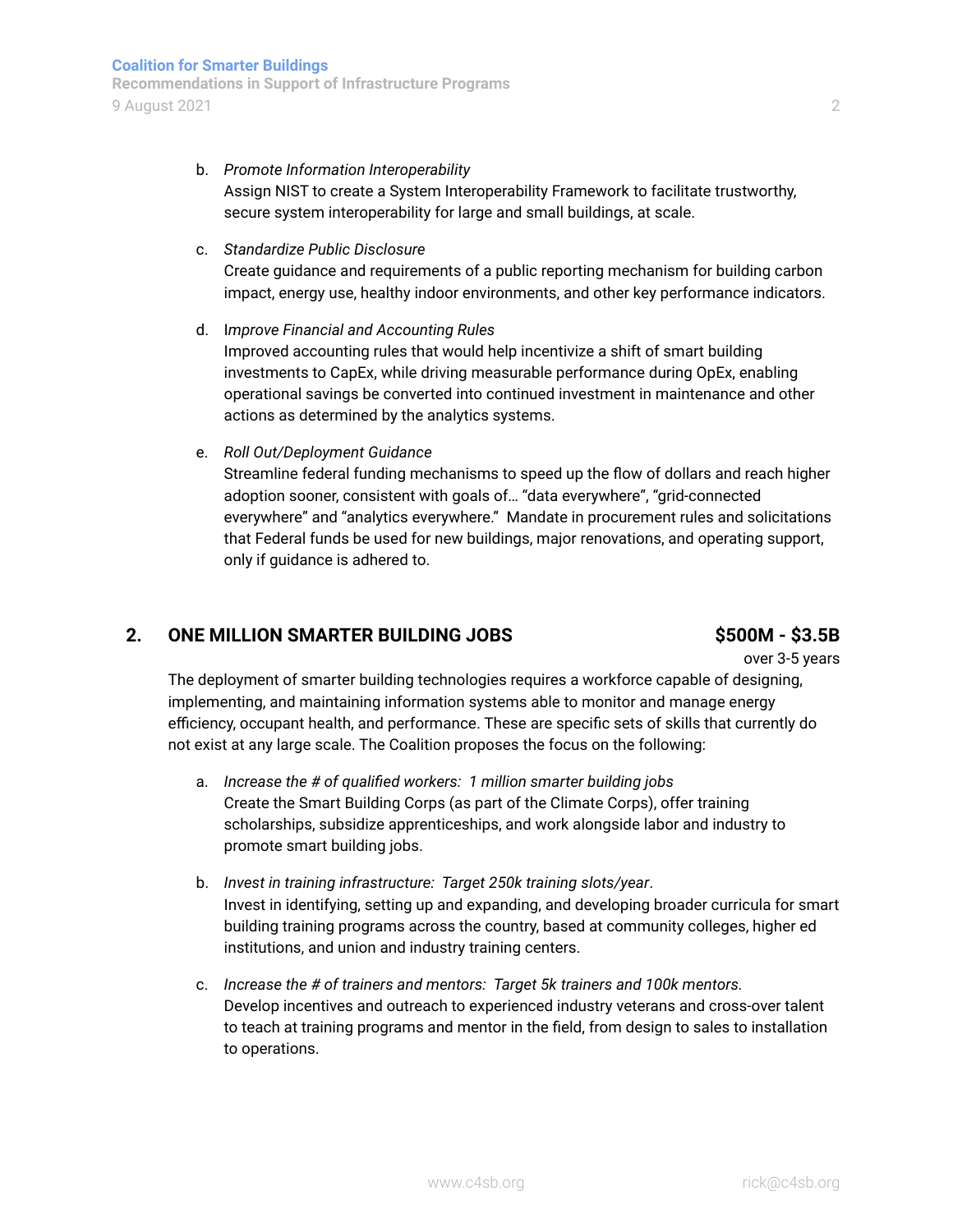b. *Promote Information Interoperability*
   Assign NIST to create a System Interoperability Framework to facilitate trustworthy, secure system interoperability for large and small buildings, at scale.

c. *Standardize Public Disclosure*
   Create guidance and requirements of a public reporting mechanism for building carbon impact, energy use, healthy indoor environments, and other key performance indicators.

d. *Improve Financial and Accounting Rules*
   Improved accounting rules that would help incentivize a shift of smart building investments to CapEx, while driving measurable performance during OpEx, enabling operational savings be converted into continued investment in maintenance and other actions as determined by the analytics systems.

e. *Roll Out/Deployment Guidance*
   Streamline federal funding mechanisms to speed up the flow of dollars and reach higher adoption sooner, consistent with goals of… "data everywhere", "grid-connected everywhere" and "analytics everywhere." Mandate in procurement rules and solicitations that Federal funds be used for new buildings, major renovations, and operating support, only if guidance is adhered to.

## 2. ONE MILLION SMARTER BUILDING JOBS — $500M - $3.5B over 3-5 years

The deployment of smarter building technologies requires a workforce capable of designing, implementing, and maintaining information systems able to monitor and manage energy efficiency, occupant health, and performance. These are specific sets of skills that currently do not exist at any large scale. The Coalition proposes the focus on the following:

a. *Increase the # of qualified workers: 1 million smarter building jobs*
   Create the Smart Building Corps (as part of the Climate Corps), offer training scholarships, subsidize apprenticeships, and work alongside labor and industry to promote smart building jobs.

b. *Invest in training infrastructure: Target 250k training slots/year*.
   Invest in identifying, setting up and expanding, and developing broader curricula for smart building training programs across the country, based at community colleges, higher ed institutions, and union and industry training centers.

c. *Increase the # of trainers and mentors: Target 5k trainers and 100k mentors.*
   Develop incentives and outreach to experienced industry veterans and cross-over talent to teach at training programs and mentor in the field, from design to sales to installation to operations.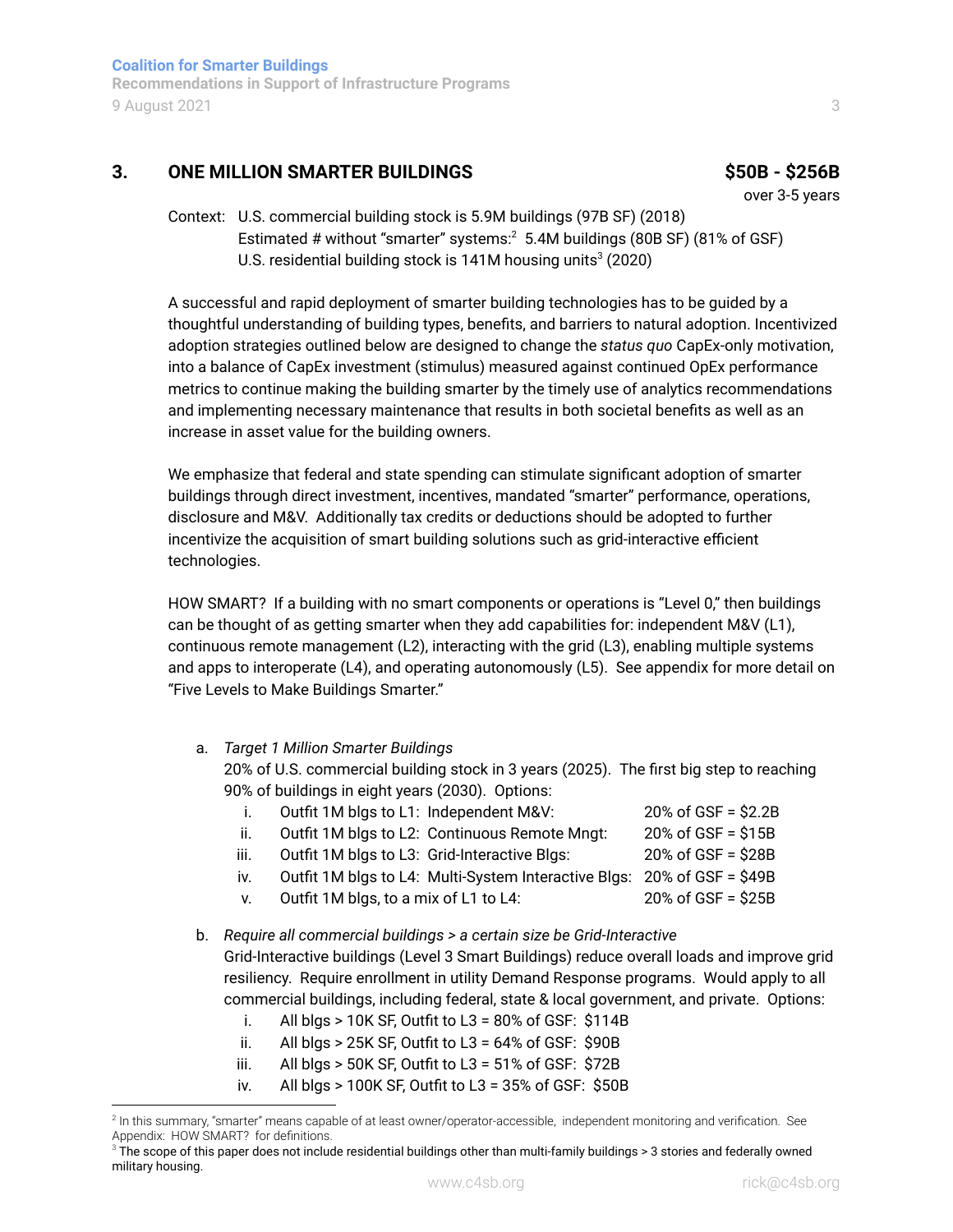## 3. ONE MILLION SMARTER BUILDINGS — $50B - $256B over 3-5 years

Context: U.S. commercial building stock is 5.9M buildings (97B SF) (2018)
Estimated # without "smarter" systems:[2] 5.4M buildings (80B SF) (81% of GSF)
U.S. residential building stock is 141M housing units[3] (2020)

A successful and rapid deployment of smarter building technologies has to be guided by a thoughtful understanding of building types, benefits, and barriers to natural adoption. Incentivized adoption strategies outlined below are designed to change the *status quo* CapEx-only motivation, into a balance of CapEx investment (stimulus) measured against continued OpEx performance metrics to continue making the building smarter by the timely use of analytics recommendations and implementing necessary maintenance that results in both societal benefits as well as an increase in asset value for the building owners.

We emphasize that federal and state spending can stimulate significant adoption of smarter buildings through direct investment, incentives, mandated "smarter" performance, operations, disclosure and M&V. Additionally tax credits or deductions should be adopted to further incentivize the acquisition of smart building solutions such as grid-interactive efficient technologies.

HOW SMART? If a building with no smart components or operations is "Level 0," then buildings can be thought of as getting smarter when they add capabilities for: independent M&V (L1), continuous remote management (L2), interacting with the grid (L3), enabling multiple systems and apps to interoperate (L4), and operating autonomously (L5). See appendix for more detail on "Five Levels to Make Buildings Smarter."

a. *Target 1 Million Smarter Buildings*
   20% of U.S. commercial building stock in 3 years (2025). The first big step to reaching 90% of buildings in eight years (2030). Options:
   i. Outfit 1M blgs to L1: Independent M&V: 20% of GSF = $2.2B
   ii. Outfit 1M blgs to L2: Continuous Remote Mngt: 20% of GSF = $15B
   iii. Outfit 1M blgs to L3: Grid-Interactive Blgs: 20% of GSF = $28B
   iv. Outfit 1M blgs to L4: Multi-System Interactive Blgs: 20% of GSF = $49B
   v. Outfit 1M blgs, to a mix of L1 to L4: 20% of GSF = $25B

b. *Require all commercial buildings > a certain size be Grid-Interactive*
   Grid-Interactive buildings (Level 3 Smart Buildings) reduce overall loads and improve grid resiliency. Require enrollment in utility Demand Response programs. Would apply to all commercial buildings, including federal, state & local government, and private. Options:
   i. All blgs > 10K SF, Outfit to L3 = 80% of GSF: $114B
   ii. All blgs > 25K SF, Outfit to L3 = 64% of GSF: $90B
   iii. All blgs > 50K SF, Outfit to L3 = 51% of GSF: $72B
   iv. All blgs > 100K SF, Outfit to L3 = 35% of GSF: $50B

---

[2] In this summary, "smarter" means capable of at least owner/operator-accessible, independent monitoring and verification. See Appendix: HOW SMART? for definitions.

[3] The scope of this paper does not include residential buildings other than multi-family buildings > 3 stories and federally owned military housing.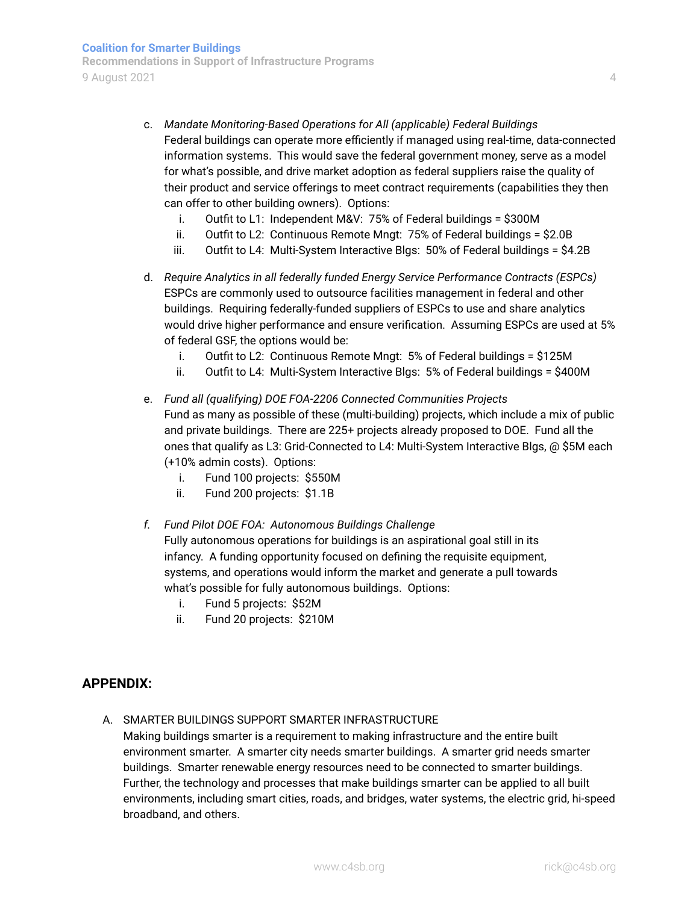c. *Mandate Monitoring-Based Operations for All (applicable) Federal Buildings*
   Federal buildings can operate more efficiently if managed using real-time, data-connected information systems. This would save the federal government money, serve as a model for what's possible, and drive market adoption as federal suppliers raise the quality of their product and service offerings to meet contract requirements (capabilities they then can offer to other building owners). Options:
   i. Outfit to L1: Independent M&V: 75% of Federal buildings = $300M
   ii. Outfit to L2: Continuous Remote Mngt: 75% of Federal buildings = $2.0B
   iii. Outfit to L4: Multi-System Interactive Blgs: 50% of Federal buildings = $4.2B

d. *Require Analytics in all federally funded Energy Service Performance Contracts (ESPCs)*
   ESPCs are commonly used to outsource facilities management in federal and other buildings. Requiring federally-funded suppliers of ESPCs to use and share analytics would drive higher performance and ensure verification. Assuming ESPCs are used at 5% of federal GSF, the options would be:
   i. Outfit to L2: Continuous Remote Mngt: 5% of Federal buildings = $125M
   ii. Outfit to L4: Multi-System Interactive Blgs: 5% of Federal buildings = $400M

e. *Fund all (qualifying) DOE FOA-2206 Connected Communities Projects*
   Fund as many as possible of these (multi-building) projects, which include a mix of public and private buildings. There are 225+ projects already proposed to DOE. Fund all the ones that qualify as L3: Grid-Connected to L4: Multi-System Interactive Blgs, @ $5M each (+10% admin costs). Options:
   i. Fund 100 projects: $550M
   ii. Fund 200 projects: $1.1B

*f. Fund Pilot DOE FOA: Autonomous Buildings Challenge*
   Fully autonomous operations for buildings is an aspirational goal still in its infancy. A funding opportunity focused on defining the requisite equipment, systems, and operations would inform the market and generate a pull towards what's possible for fully autonomous buildings. Options:
   i. Fund 5 projects: $52M
   ii. Fund 20 projects: $210M

## APPENDIX:

A. SMARTER BUILDINGS SUPPORT SMARTER INFRASTRUCTURE
   Making buildings smarter is a requirement to making infrastructure and the entire built environment smarter. A smarter city needs smarter buildings. A smarter grid needs smarter buildings. Smarter renewable energy resources need to be connected to smarter buildings. Further, the technology and processes that make buildings smarter can be applied to all built environments, including smart cities, roads, and bridges, water systems, the electric grid, hi-speed broadband, and others.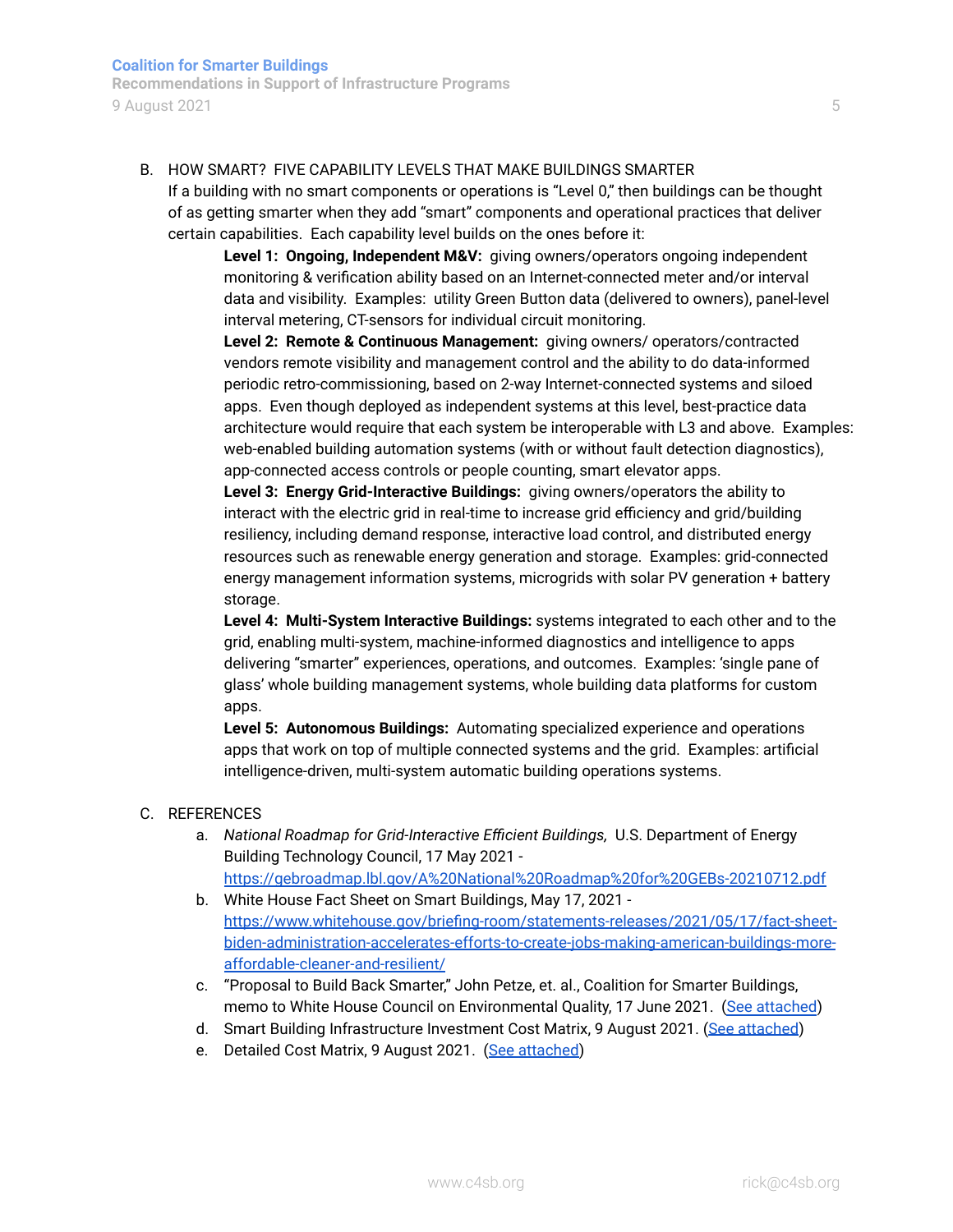B. HOW SMART? FIVE CAPABILITY LEVELS THAT MAKE BUILDINGS SMARTER

If a building with no smart components or operations is "Level 0," then buildings can be thought of as getting smarter when they add "smart" components and operational practices that deliver certain capabilities. Each capability level builds on the ones before it:

**Level 1: Ongoing, Independent M&V:** giving owners/operators ongoing independent monitoring & verification ability based on an Internet-connected meter and/or interval data and visibility. Examples: utility Green Button data (delivered to owners), panel-level interval metering, CT-sensors for individual circuit monitoring.

**Level 2: Remote & Continuous Management:** giving owners/ operators/contracted vendors remote visibility and management control and the ability to do data-informed periodic retro-commissioning, based on 2-way Internet-connected systems and siloed apps. Even though deployed as independent systems at this level, best-practice data architecture would require that each system be interoperable with L3 and above. Examples: web-enabled building automation systems (with or without fault detection diagnostics), app-connected access controls or people counting, smart elevator apps.

**Level 3: Energy Grid-Interactive Buildings:** giving owners/operators the ability to interact with the electric grid in real-time to increase grid efficiency and grid/building resiliency, including demand response, interactive load control, and distributed energy resources such as renewable energy generation and storage. Examples: grid-connected energy management information systems, microgrids with solar PV generation + battery storage.

**Level 4: Multi-System Interactive Buildings:** systems integrated to each other and to the grid, enabling multi-system, machine-informed diagnostics and intelligence to apps delivering "smarter" experiences, operations, and outcomes. Examples: 'single pane of glass' whole building management systems, whole building data platforms for custom apps.

**Level 5: Autonomous Buildings:** Automating specialized experience and operations apps that work on top of multiple connected systems and the grid. Examples: artificial intelligence-driven, multi-system automatic building operations systems.

C. REFERENCES

a. *National Roadmap for Grid-Interactive Efficient Buildings,* U.S. Department of Energy Building Technology Council, 17 May 2021 - https://gebroadmap.lbl.gov/A%20National%20Roadmap%20for%20GEBs-20210712.pdf

b. White House Fact Sheet on Smart Buildings, May 17, 2021 - https://www.whitehouse.gov/briefing-room/statements-releases/2021/05/17/fact-sheet-biden-administration-accelerates-efforts-to-create-jobs-making-american-buildings-more-affordable-cleaner-and-resilient/

c. "Proposal to Build Back Smarter," John Petze, et. al., Coalition for Smarter Buildings, memo to White House Council on Environmental Quality, 17 June 2021. (See attached)

d. Smart Building Infrastructure Investment Cost Matrix, 9 August 2021. (See attached)

e. Detailed Cost Matrix, 9 August 2021. (See attached)